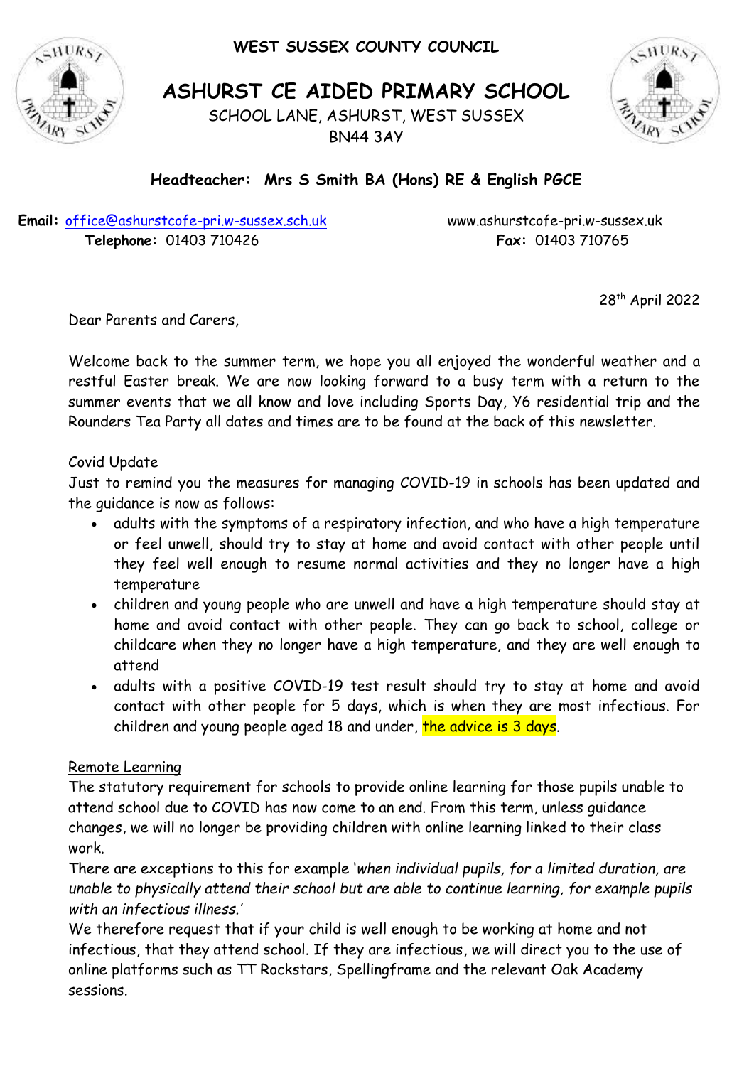WEST SUSSEX COUNTY COUNCIL

# ASHURST CE AIDED PRIMARY SCHOOL

SCHOOL LANE, ASHURST, WEST SUSSEX
BN44 3AY

**Headteacher: Mrs S Smith BA (Hons) RE & English PGCE**

**Email:** office@ashurstcofe-pri.w-sussex.sch.uk www.ashurstcofe-pri.w-sussex.uk
**Telephone:** 01403 710426 **Fax:** 01403 710765

28th April 2022

Dear Parents and Carers,

Welcome back to the summer term, we hope you all enjoyed the wonderful weather and a restful Easter break. We are now looking forward to a busy term with a return to the summer events that we all know and love including Sports Day, Y6 residential trip and the Rounders Tea Party all dates and times are to be found at the back of this newsletter.

<u>Covid Update</u>

Just to remind you the measures for managing COVID-19 in schools has been updated and the guidance is now as follows:

- adults with the symptoms of a respiratory infection, and who have a high temperature or feel unwell, should try to stay at home and avoid contact with other people until they feel well enough to resume normal activities and they no longer have a high temperature
- children and young people who are unwell and have a high temperature should stay at home and avoid contact with other people. They can go back to school, college or childcare when they no longer have a high temperature, and they are well enough to attend
- adults with a positive COVID-19 test result should try to stay at home and avoid contact with other people for 5 days, which is when they are most infectious. For children and young people aged 18 and under, the advice is 3 days.

<u>Remote Learning</u>

The statutory requirement for schools to provide online learning for those pupils unable to attend school due to COVID has now come to an end. From this term, unless guidance changes, we will no longer be providing children with online learning linked to their class work.

There are exceptions to this for example '*when individual pupils, for a limited duration, are unable to physically attend their school but are able to continue learning, for example pupils with an infectious illness.*'

We therefore request that if your child is well enough to be working at home and not infectious, that they attend school. If they are infectious, we will direct you to the use of online platforms such as TT Rockstars, Spellingframe and the relevant Oak Academy sessions.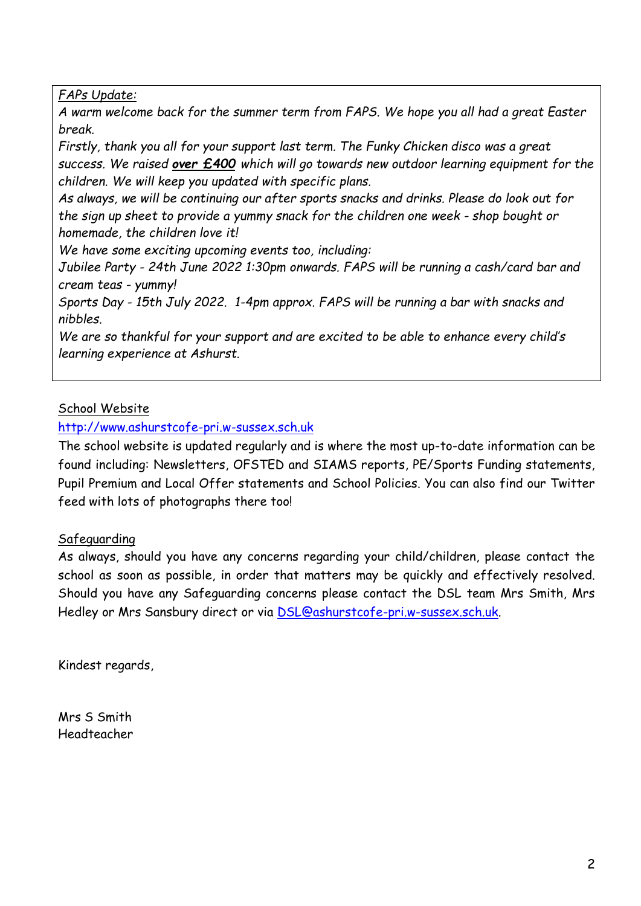*FAPs Update:*

*A warm welcome back for the summer term from FAPS. We hope you all had a great Easter break.*

*Firstly, thank you all for your support last term. The Funky Chicken disco was a great success. We raised **over £400** which will go towards new outdoor learning equipment for the children. We will keep you updated with specific plans.*

*As always, we will be continuing our after sports snacks and drinks. Please do look out for the sign up sheet to provide a yummy snack for the children one week - shop bought or homemade, the children love it!*

*We have some exciting upcoming events too, including:*

*Jubilee Party - 24th June 2022 1:30pm onwards. FAPS will be running a cash/card bar and cream teas - yummy!*

*Sports Day - 15th July 2022. 1-4pm approx. FAPS will be running a bar with snacks and nibbles.*

*We are so thankful for your support and are excited to be able to enhance every child's learning experience at Ashurst.*

## School Website

http://www.ashurstcofe-pri.w-sussex.sch.uk

The school website is updated regularly and is where the most up-to-date information can be found including: Newsletters, OFSTED and SIAMS reports, PE/Sports Funding statements, Pupil Premium and Local Offer statements and School Policies. You can also find our Twitter feed with lots of photographs there too!

## Safeguarding

As always, should you have any concerns regarding your child/children, please contact the school as soon as possible, in order that matters may be quickly and effectively resolved. Should you have any Safeguarding concerns please contact the DSL team Mrs Smith, Mrs Hedley or Mrs Sansbury direct or via DSL@ashurstcofe-pri.w-sussex.sch.uk.

Kindest regards,

Mrs S Smith
Headteacher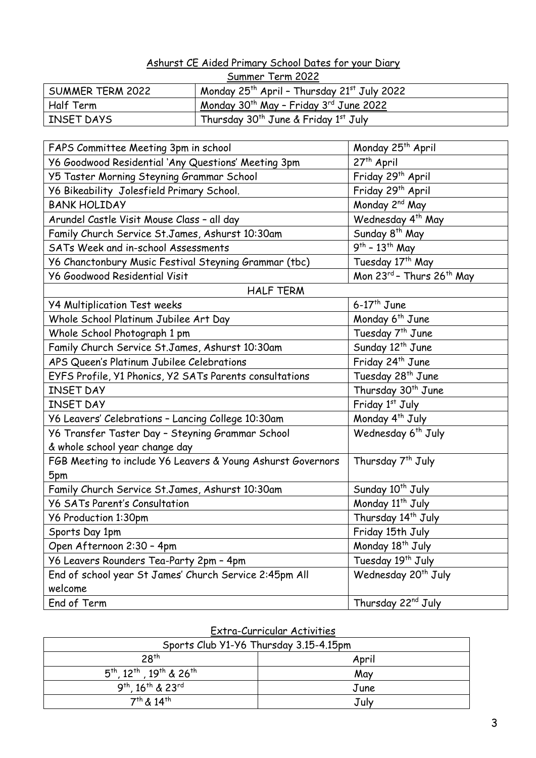## Ashurst CE Aided Primary School Dates for your Diary

### Summer Term 2022

| SUMMER TERM 2022 | Monday 25th April – Thursday 21st July 2022 |
|---|---|
| Half Term | Monday 30th May – Friday 3rd June 2022 |
| INSET DAYS | Thursday 30th June & Friday 1st July |

| Event | Date |
|---|---|
| FAPS Committee Meeting 3pm in school | Monday 25th April |
| Y6 Goodwood Residential 'Any Questions' Meeting 3pm | 27th April |
| Y5 Taster Morning Steyning Grammar School | Friday 29th April |
| Y6 Bikeability Jolesfield Primary School. | Friday 29th April |
| BANK HOLIDAY | Monday 2nd May |
| Arundel Castle Visit Mouse Class – all day | Wednesday 4th May |
| Family Church Service St.James, Ashurst 10:30am | Sunday 8th May |
| SATs Week and in-school Assessments | 9th – 13th May |
| Y6 Chanctonbury Music Festival Steyning Grammar (tbc) | Tuesday 17th May |
| Y6 Goodwood Residential Visit | Mon 23rd – Thurs 26th May |
| HALF TERM | |
| Y4 Multiplication Test weeks | 6-17th June |
| Whole School Platinum Jubilee Art Day | Monday 6th June |
| Whole School Photograph 1 pm | Tuesday 7th June |
| Family Church Service St.James, Ashurst 10:30am | Sunday 12th June |
| APS Queen's Platinum Jubilee Celebrations | Friday 24th June |
| EYFS Profile, Y1 Phonics, Y2 SATs Parents consultations | Tuesday 28th June |
| INSET DAY | Thursday 30th June |
| INSET DAY | Friday 1st July |
| Y6 Leavers' Celebrations – Lancing College 10:30am | Monday 4th July |
| Y6 Transfer Taster Day – Steyning Grammar School & whole school year change day | Wednesday 6th July |
| FGB Meeting to include Y6 Leavers & Young Ashurst Governors 5pm | Thursday 7th July |
| Family Church Service St.James, Ashurst 10:30am | Sunday 10th July |
| Y6 SATs Parent's Consultation | Monday 11th July |
| Y6 Production 1:30pm | Thursday 14th July |
| Sports Day 1pm | Friday 15th July |
| Open Afternoon 2:30 – 4pm | Monday 18th July |
| Y6 Leavers Rounders Tea-Party 2pm – 4pm | Tuesday 19th July |
| End of school year St James' Church Service 2:45pm All welcome | Wednesday 20th July |
| End of Term | Thursday 22nd July |

### Extra-Curricular Activities

| Sports Club Y1-Y6 Thursday 3.15-4.15pm | |
|---|---|
| 28th | April |
| 5th, 12th, 19th & 26th | May |
| 9th, 16th & 23rd | June |
| 7th & 14th | July |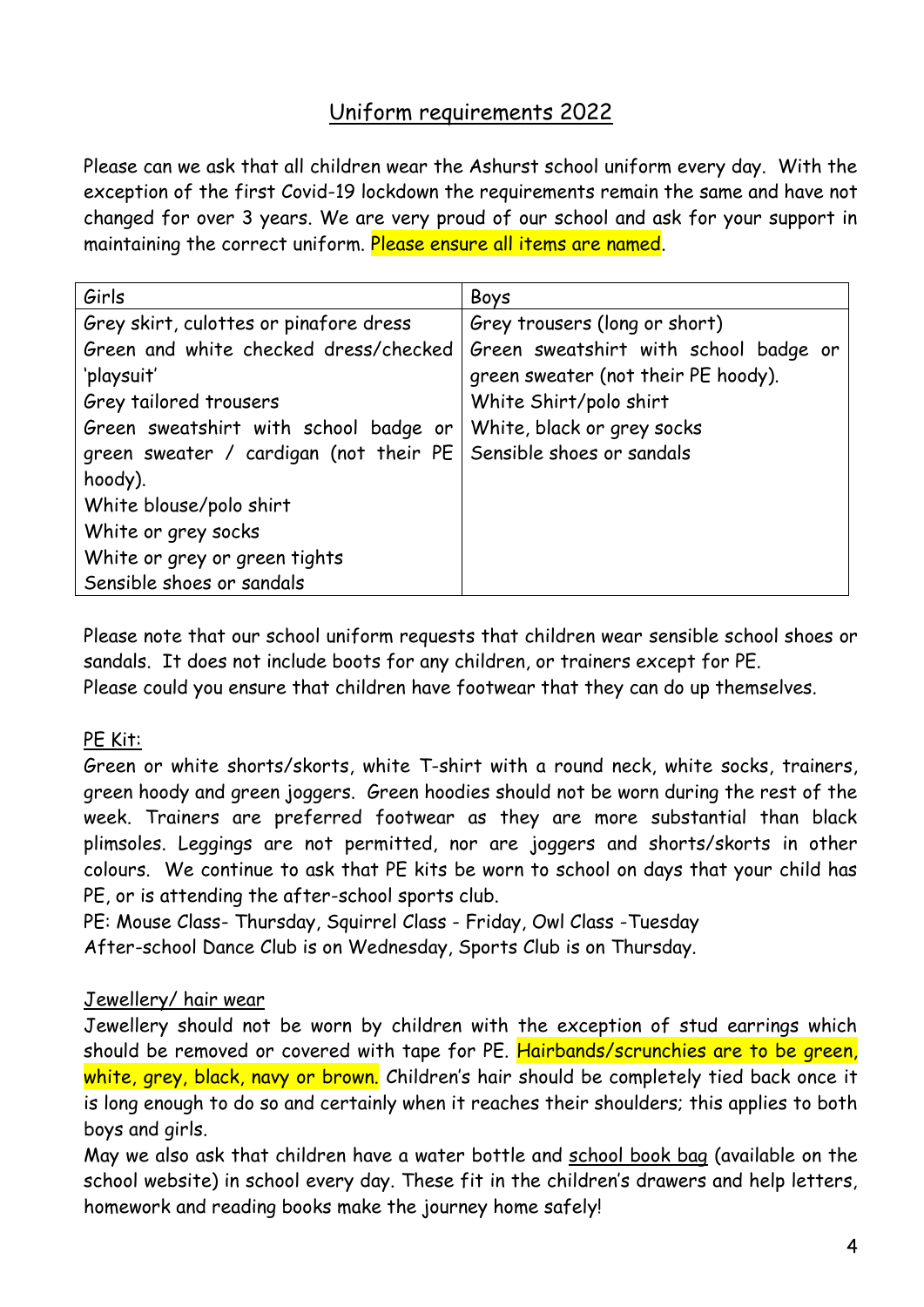## Uniform requirements 2022

Please can we ask that all children wear the Ashurst school uniform every day. With the exception of the first Covid-19 lockdown the requirements remain the same and have not changed for over 3 years. We are very proud of our school and ask for your support in maintaining the correct uniform. Please ensure all items are named.

| Girls | Boys |
|---|---|
| Grey skirt, culottes or pinafore dress<br>Green and white checked dress/checked 'playsuit'<br>Grey tailored trousers<br>Green sweatshirt with school badge or green sweater / cardigan (not their PE hoody).<br>White blouse/polo shirt<br>White or grey socks<br>White or grey or green tights<br>Sensible shoes or sandals | Grey trousers (long or short)<br>Green sweatshirt with school badge or green sweater (not their PE hoody).<br>White Shirt/polo shirt<br>White, black or grey socks<br>Sensible shoes or sandals |

Please note that our school uniform requests that children wear sensible school shoes or sandals. It does not include boots for any children, or trainers except for PE.
Please could you ensure that children have footwear that they can do up themselves.

### PE Kit:

Green or white shorts/skorts, white T-shirt with a round neck, white socks, trainers, green hoody and green joggers. Green hoodies should not be worn during the rest of the week. Trainers are preferred footwear as they are more substantial than black plimsoles. Leggings are not permitted, nor are joggers and shorts/skorts in other colours. We continue to ask that PE kits be worn to school on days that your child has PE, or is attending the after-school sports club.
PE: Mouse Class- Thursday, Squirrel Class - Friday, Owl Class -Tuesday
After-school Dance Club is on Wednesday, Sports Club is on Thursday.

### Jewellery/ hair wear

Jewellery should not be worn by children with the exception of stud earrings which should be removed or covered with tape for PE. Hairbands/scrunchies are to be green, white, grey, black, navy or brown. Children's hair should be completely tied back once it is long enough to do so and certainly when it reaches their shoulders; this applies to both boys and girls.
May we also ask that children have a water bottle and school book bag (available on the school website) in school every day. These fit in the children's drawers and help letters, homework and reading books make the journey home safely!